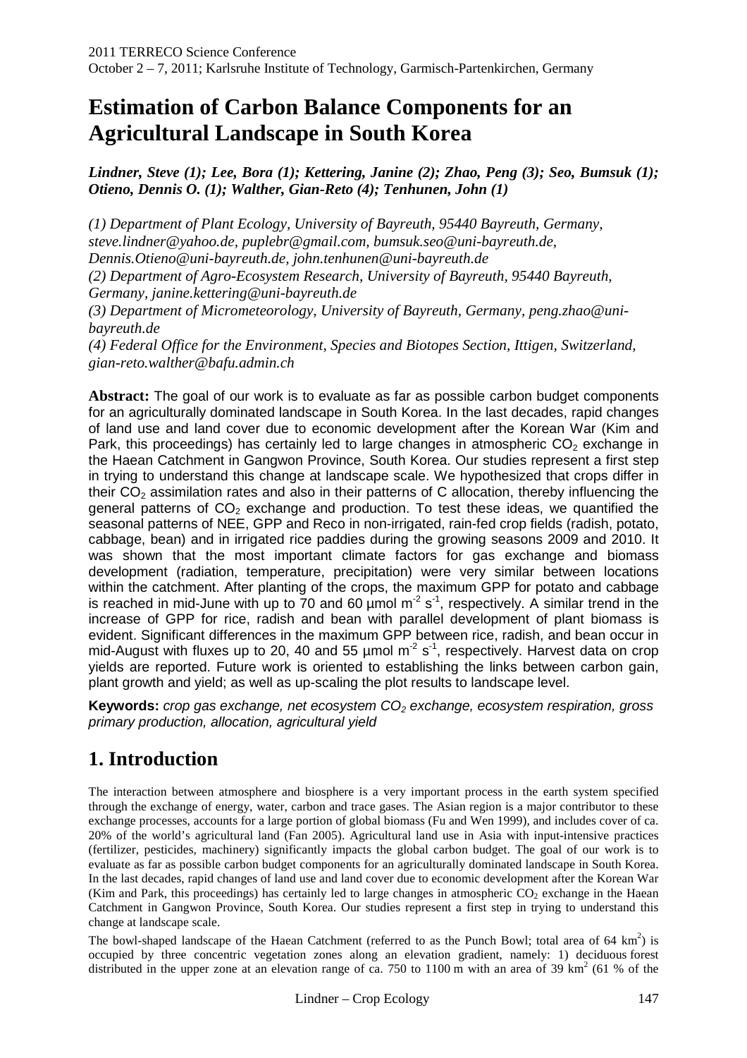2011 TERRECO Science Conference
October 2 – 7, 2011; Karlsruhe Institute of Technology, Garmisch-Partenkirchen, Germany

# Estimation of Carbon Balance Components for an Agricultural Landscape in South Korea

***Lindner, Steve (1); Lee, Bora (1); Kettering, Janine (2); Zhao, Peng (3); Seo, Bumsuk (1); Otieno, Dennis O. (1); Walther, Gian-Reto (4); Tenhunen, John (1)***

*(1) Department of Plant Ecology, University of Bayreuth, 95440 Bayreuth, Germany, steve.lindner@yahoo.de, puplebr@gmail.com, bumsuk.seo@uni-bayreuth.de, Dennis.Otieno@uni-bayreuth.de, john.tenhunen@uni-bayreuth.de*
*(2) Department of Agro-Ecosystem Research, University of Bayreuth, 95440 Bayreuth, Germany, janine.kettering@uni-bayreuth.de*
*(3) Department of Micrometeorology, University of Bayreuth, Germany, peng.zhao@uni-bayreuth.de*
*(4) Federal Office for the Environment, Species and Biotopes Section, Ittigen, Switzerland, gian-reto.walther@bafu.admin.ch*

**Abstract:** The goal of our work is to evaluate as far as possible carbon budget components for an agriculturally dominated landscape in South Korea. In the last decades, rapid changes of land use and land cover due to economic development after the Korean War (Kim and Park, this proceedings) has certainly led to large changes in atmospheric $CO_2$ exchange in the Haean Catchment in Gangwon Province, South Korea. Our studies represent a first step in trying to understand this change at landscape scale. We hypothesized that crops differ in their $CO_2$ assimilation rates and also in their patterns of C allocation, thereby influencing the general patterns of $CO_2$ exchange and production. To test these ideas, we quantified the seasonal patterns of NEE, GPP and Reco in non-irrigated, rain-fed crop fields (radish, potato, cabbage, bean) and in irrigated rice paddies during the growing seasons 2009 and 2010. It was shown that the most important climate factors for gas exchange and biomass development (radiation, temperature, precipitation) were very similar between locations within the catchment. After planting of the crops, the maximum GPP for potato and cabbage is reached in mid-June with up to 70 and 60 µmol $m^{-2}$ $s^{-1}$, respectively. A similar trend in the increase of GPP for rice, radish and bean with parallel development of plant biomass is evident. Significant differences in the maximum GPP between rice, radish, and bean occur in mid-August with fluxes up to 20, 40 and 55 µmol $m^{-2}$ $s^{-1}$, respectively. Harvest data on crop yields are reported. Future work is oriented to establishing the links between carbon gain, plant growth and yield; as well as up-scaling the plot results to landscape level.

**Keywords:** *crop gas exchange, net ecosystem $CO_2$ exchange, ecosystem respiration, gross primary production, allocation, agricultural yield*

# 1. Introduction

The interaction between atmosphere and biosphere is a very important process in the earth system specified through the exchange of energy, water, carbon and trace gases. The Asian region is a major contributor to these exchange processes, accounts for a large portion of global biomass (Fu and Wen 1999), and includes cover of ca. 20% of the world's agricultural land (Fan 2005). Agricultural land use in Asia with input-intensive practices (fertilizer, pesticides, machinery) significantly impacts the global carbon budget. The goal of our work is to evaluate as far as possible carbon budget components for an agriculturally dominated landscape in South Korea. In the last decades, rapid changes of land use and land cover due to economic development after the Korean War (Kim and Park, this proceedings) has certainly led to large changes in atmospheric $CO_2$ exchange in the Haean Catchment in Gangwon Province, South Korea. Our studies represent a first step in trying to understand this change at landscape scale.

The bowl-shaped landscape of the Haean Catchment (referred to as the Punch Bowl; total area of 64 $km^2$) is occupied by three concentric vegetation zones along an elevation gradient, namely: 1) deciduous forest distributed in the upper zone at an elevation range of ca. 750 to 1100 m with an area of 39 $km^2$ (61 % of the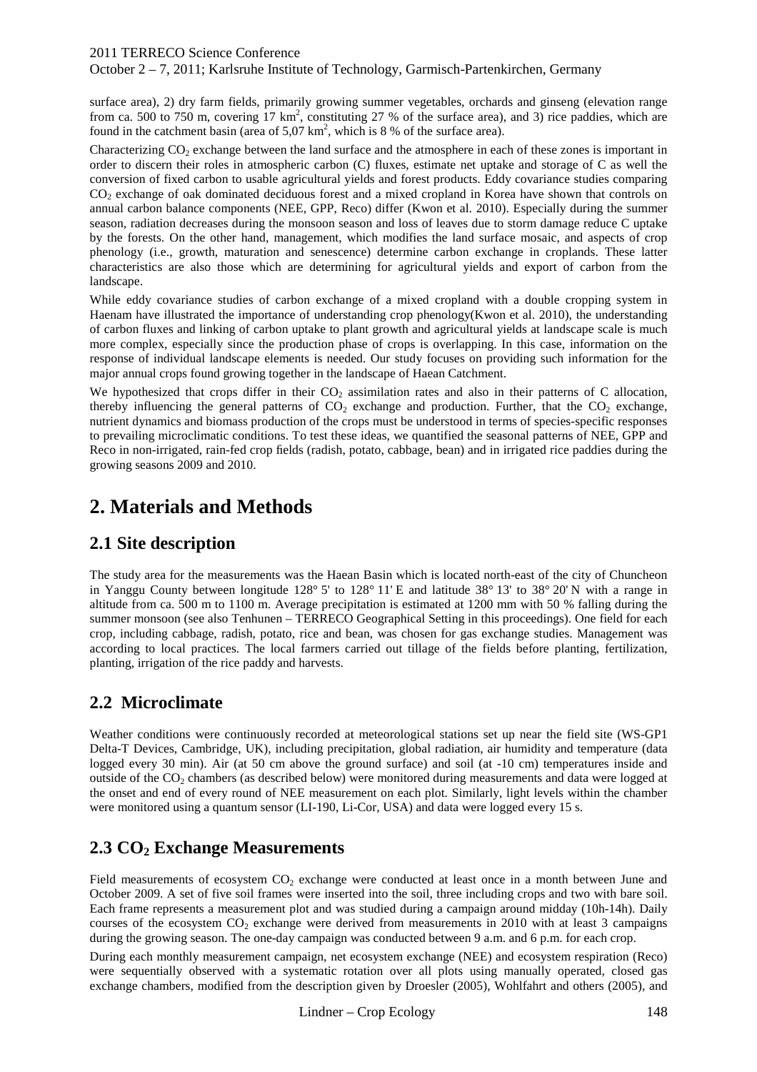surface area), 2) dry farm fields, primarily growing summer vegetables, orchards and ginseng (elevation range from ca. 500 to 750 m, covering 17 $km^2$, constituting 27 % of the surface area), and 3) rice paddies, which are found in the catchment basin (area of 5,07 $km^2$, which is 8 % of the surface area).

Characterizing $CO_2$ exchange between the land surface and the atmosphere in each of these zones is important in order to discern their roles in atmospheric carbon (C) fluxes, estimate net uptake and storage of C as well the conversion of fixed carbon to usable agricultural yields and forest products. Eddy covariance studies comparing $CO_2$ exchange of oak dominated deciduous forest and a mixed cropland in Korea have shown that controls on annual carbon balance components (NEE, GPP, Reco) differ (Kwon et al. 2010). Especially during the summer season, radiation decreases during the monsoon season and loss of leaves due to storm damage reduce C uptake by the forests. On the other hand, management, which modifies the land surface mosaic, and aspects of crop phenology (i.e., growth, maturation and senescence) determine carbon exchange in croplands. These latter characteristics are also those which are determining for agricultural yields and export of carbon from the landscape.

While eddy covariance studies of carbon exchange of a mixed cropland with a double cropping system in Haenam have illustrated the importance of understanding crop phenology(Kwon et al. 2010), the understanding of carbon fluxes and linking of carbon uptake to plant growth and agricultural yields at landscape scale is much more complex, especially since the production phase of crops is overlapping. In this case, information on the response of individual landscape elements is needed. Our study focuses on providing such information for the major annual crops found growing together in the landscape of Haean Catchment.

We hypothesized that crops differ in their $CO_2$ assimilation rates and also in their patterns of C allocation, thereby influencing the general patterns of $CO_2$ exchange and production. Further, that the $CO_2$ exchange, nutrient dynamics and biomass production of the crops must be understood in terms of species-specific responses to prevailing microclimatic conditions. To test these ideas, we quantified the seasonal patterns of NEE, GPP and Reco in non-irrigated, rain-fed crop fields (radish, potato, cabbage, bean) and in irrigated rice paddies during the growing seasons 2009 and 2010.

# 2. Materials and Methods

## 2.1 Site description

The study area for the measurements was the Haean Basin which is located north-east of the city of Chuncheon in Yanggu County between longitude 128° 5' to 128° 11' E and latitude 38° 13' to 38° 20' N with a range in altitude from ca. 500 m to 1100 m. Average precipitation is estimated at 1200 mm with 50 % falling during the summer monsoon (see also Tenhunen – TERRECO Geographical Setting in this proceedings). One field for each crop, including cabbage, radish, potato, rice and bean, was chosen for gas exchange studies. Management was according to local practices. The local farmers carried out tillage of the fields before planting, fertilization, planting, irrigation of the rice paddy and harvests.

## 2.2 Microclimate

Weather conditions were continuously recorded at meteorological stations set up near the field site (WS-GP1 Delta-T Devices, Cambridge, UK), including precipitation, global radiation, air humidity and temperature (data logged every 30 min). Air (at 50 cm above the ground surface) and soil (at -10 cm) temperatures inside and outside of the $CO_2$ chambers (as described below) were monitored during measurements and data were logged at the onset and end of every round of NEE measurement on each plot. Similarly, light levels within the chamber were monitored using a quantum sensor (LI-190, Li-Cor, USA) and data were logged every 15 s.

## 2.3 $CO_2$ Exchange Measurements

Field measurements of ecosystem $CO_2$ exchange were conducted at least once in a month between June and October 2009. A set of five soil frames were inserted into the soil, three including crops and two with bare soil. Each frame represents a measurement plot and was studied during a campaign around midday (10h-14h). Daily courses of the ecosystem $CO_2$ exchange were derived from measurements in 2010 with at least 3 campaigns during the growing season. The one-day campaign was conducted between 9 a.m. and 6 p.m. for each crop.

During each monthly measurement campaign, net ecosystem exchange (NEE) and ecosystem respiration (Reco) were sequentially observed with a systematic rotation over all plots using manually operated, closed gas exchange chambers, modified from the description given by Droesler (2005), Wohlfahrt and others (2005), and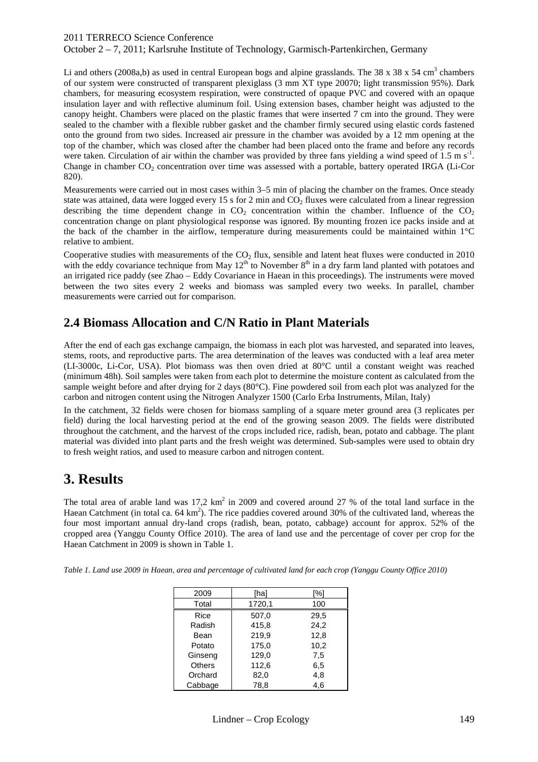Li and others (2008a,b) as used in central European bogs and alpine grasslands. The 38 x 38 x 54 $cm^3$ chambers of our system were constructed of transparent plexiglass (3 mm XT type 20070; light transmission 95%). Dark chambers, for measuring ecosystem respiration, were constructed of opaque PVC and covered with an opaque insulation layer and with reflective aluminum foil. Using extension bases, chamber height was adjusted to the canopy height. Chambers were placed on the plastic frames that were inserted 7 cm into the ground. They were sealed to the chamber with a flexible rubber gasket and the chamber firmly secured using elastic cords fastened onto the ground from two sides. Increased air pressure in the chamber was avoided by a 12 mm opening at the top of the chamber, which was closed after the chamber had been placed onto the frame and before any records were taken. Circulation of air within the chamber was provided by three fans yielding a wind speed of 1.5 m $s^{-1}$. Change in chamber $CO_2$ concentration over time was assessed with a portable, battery operated IRGA (Li-Cor 820).

Measurements were carried out in most cases within 3–5 min of placing the chamber on the frames. Once steady state was attained, data were logged every 15 s for 2 min and $CO_2$ fluxes were calculated from a linear regression describing the time dependent change in $CO_2$ concentration within the chamber. Influence of the $CO_2$ concentration change on plant physiological response was ignored. By mounting frozen ice packs inside and at the back of the chamber in the airflow, temperature during measurements could be maintained within 1°C relative to ambient.

Cooperative studies with measurements of the $CO_2$ flux, sensible and latent heat fluxes were conducted in 2010 with the eddy covariance technique from May 12th to November 8th in a dry farm land planted with potatoes and an irrigated rice paddy (see Zhao – Eddy Covariance in Haean in this proceedings). The instruments were moved between the two sites every 2 weeks and biomass was sampled every two weeks. In parallel, chamber measurements were carried out for comparison.

## 2.4 Biomass Allocation and C/N Ratio in Plant Materials

After the end of each gas exchange campaign, the biomass in each plot was harvested, and separated into leaves, stems, roots, and reproductive parts. The area determination of the leaves was conducted with a leaf area meter (LI-3000c, Li-Cor, USA). Plot biomass was then oven dried at 80°C until a constant weight was reached (minimum 48h). Soil samples were taken from each plot to determine the moisture content as calculated from the sample weight before and after drying for 2 days (80°C). Fine powdered soil from each plot was analyzed for the carbon and nitrogen content using the Nitrogen Analyzer 1500 (Carlo Erba Instruments, Milan, Italy)

In the catchment, 32 fields were chosen for biomass sampling of a square meter ground area (3 replicates per field) during the local harvesting period at the end of the growing season 2009. The fields were distributed throughout the catchment, and the harvest of the crops included rice, radish, bean, potato and cabbage. The plant material was divided into plant parts and the fresh weight was determined. Sub-samples were used to obtain dry to fresh weight ratios, and used to measure carbon and nitrogen content.

# 3. Results

The total area of arable land was 17,2 $km^2$ in 2009 and covered around 27 % of the total land surface in the Haean Catchment (in total ca. 64 $km^2$). The rice paddies covered around 30% of the cultivated land, whereas the four most important annual dry-land crops (radish, bean, potato, cabbage) account for approx. 52% of the cropped area (Yanggu County Office 2010). The area of land use and the percentage of cover per crop for the Haean Catchment in 2009 is shown in Table 1.

*Table 1. Land use 2009 in Haean, area and percentage of cultivated land for each crop (Yanggu County Office 2010)*

| 2009 | [ha] | [%] |
|---|---|---|
| Total | 1720,1 | 100 |
| Rice | 507,0 | 29,5 |
| Radish | 415,8 | 24,2 |
| Bean | 219,9 | 12,8 |
| Potato | 175,0 | 10,2 |
| Ginseng | 129,0 | 7,5 |
| Others | 112,6 | 6,5 |
| Orchard | 82,0 | 4,8 |
| Cabbage | 78,8 | 4,6 |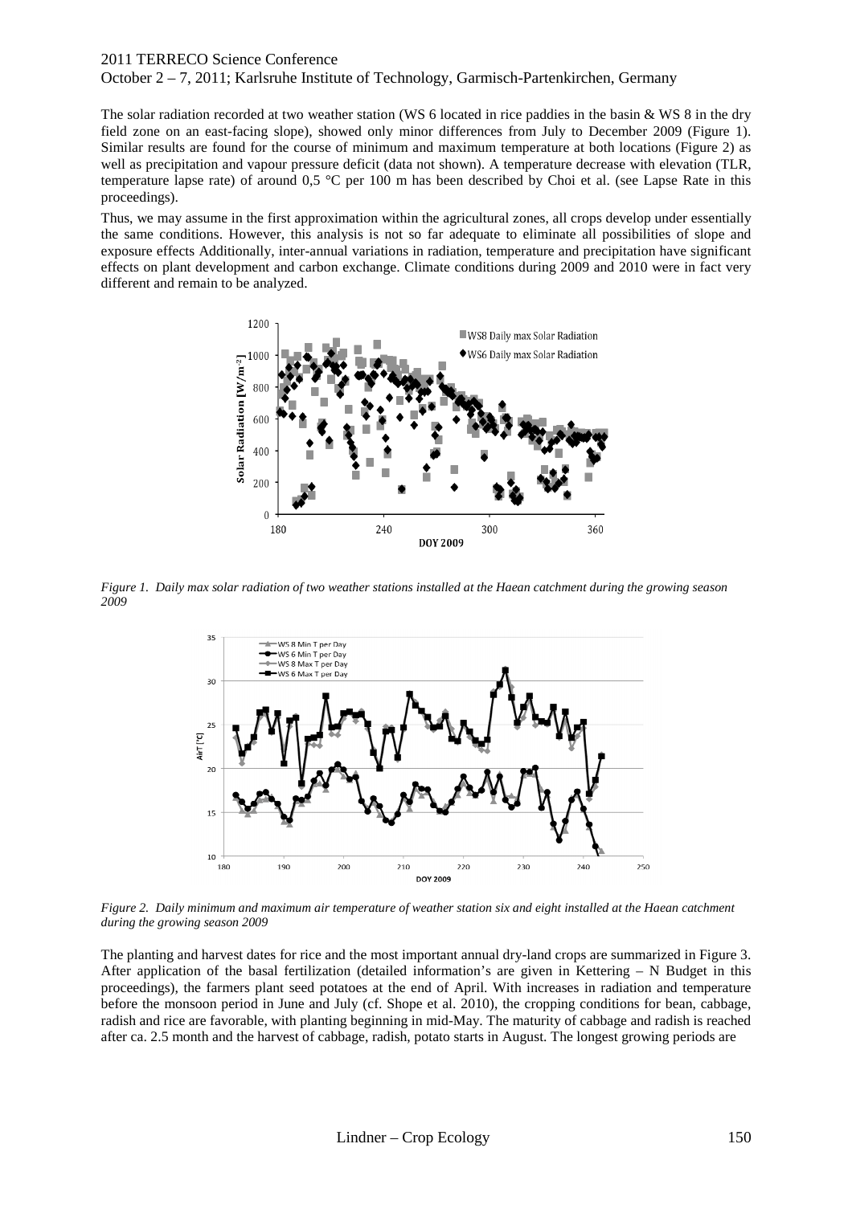The solar radiation recorded at two weather station (WS 6 located in rice paddies in the basin & WS 8 in the dry field zone on an east-facing slope), showed only minor differences from July to December 2009 (Figure 1). Similar results are found for the course of minimum and maximum temperature at both locations (Figure 2) as well as precipitation and vapour pressure deficit (data not shown). A temperature decrease with elevation (TLR, temperature lapse rate) of around 0,5 °C per 100 m has been described by Choi et al. (see Lapse Rate in this proceedings).

Thus, we may assume in the first approximation within the agricultural zones, all crops develop under essentially the same conditions. However, this analysis is not so far adequate to eliminate all possibilities of slope and exposure effects Additionally, inter-annual variations in radiation, temperature and precipitation have significant effects on plant development and carbon exchange. Climate conditions during 2009 and 2010 were in fact very different and remain to be analyzed.

Solar Radiation [W/m$^{-2}$]
1200
1000
800
600
400
200
0
180
240
300
360
DOY 2009
WS8 Daily max Solar Radiation
WS6 Daily max Solar Radiation

*Figure 1. Daily max solar radiation of two weather stations installed at the Haean catchment during the growing season 2009*

AirT [°C]
35
30
25
20
15
10
180
190
200
210
220
230
240
250
DOY 2009
WS 8 Min T per Day
WS 6 Min T per Day
WS 8 Max T per Day
WS 6 Max T per Day

*Figure 2. Daily minimum and maximum air temperature of weather station six and eight installed at the Haean catchment during the growing season 2009*

The planting and harvest dates for rice and the most important annual dry-land crops are summarized in Figure 3. After application of the basal fertilization (detailed information's are given in Kettering – N Budget in this proceedings), the farmers plant seed potatoes at the end of April. With increases in radiation and temperature before the monsoon period in June and July (cf. Shope et al. 2010), the cropping conditions for bean, cabbage, radish and rice are favorable, with planting beginning in mid-May. The maturity of cabbage and radish is reached after ca. 2.5 month and the harvest of cabbage, radish, potato starts in August. The longest growing periods are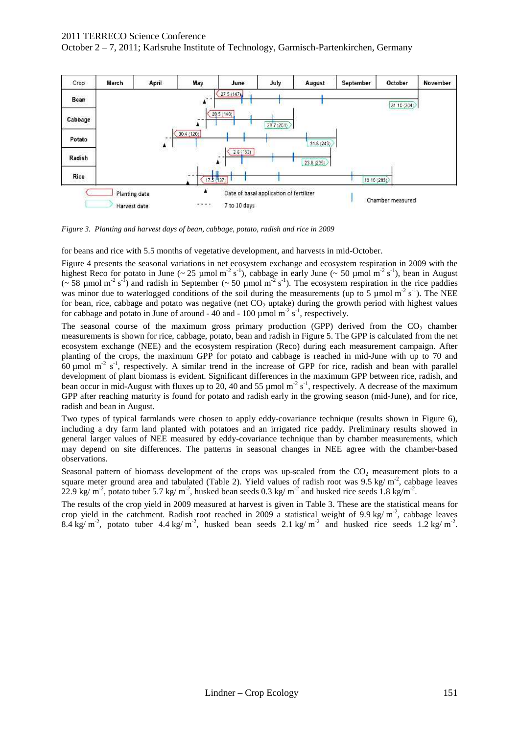Crop
March
April
May
June
July
August
September
October
November
Bean
27.5 (147)
31.10 (304)
Cabbage
20.5 (140)
20.7 (201)
Potato
30.4 (120)
31.8 (243)
Radish
2.6 (153)
23.8 (235)
Rice
17.5 (137)
10.10 (283)
Planting date
Harvest date
Date of basal application of fertilizer
7 to 10 days
Chamber measured

*Figure 3. Planting and harvest days of bean, cabbage, potato, radish and rice in 2009*

for beans and rice with 5.5 months of vegetative development, and harvests in mid-October.

Figure 4 presents the seasonal variations in net ecosystem exchange and ecosystem respiration in 2009 with the highest Reco for potato in June (~ 25 µmol $m^{-2}$ $s^{-1}$), cabbage in early June (~ 50 µmol $m^{-2}$ $s^{-1}$), bean in August (~ 58 µmol $m^{-2}$ $s^{-1}$) and radish in September (~ 50 µmol $m^{-2}$ $s^{-1}$). The ecosystem respiration in the rice paddies was minor due to waterlogged conditions of the soil during the measurements (up to 5 µmol $m^{-2}$ $s^{-1}$). The NEE for bean, rice, cabbage and potato was negative (net $CO_2$ uptake) during the growth period with highest values for cabbage and potato in June of around - 40 and - 100 µmol $m^{-2}$ $s^{-1}$, respectively.

The seasonal course of the maximum gross primary production (GPP) derived from the $CO_2$ chamber measurements is shown for rice, cabbage, potato, bean and radish in Figure 5. The GPP is calculated from the net ecosystem exchange (NEE) and the ecosystem respiration (Reco) during each measurement campaign. After planting of the crops, the maximum GPP for potato and cabbage is reached in mid-June with up to 70 and 60 µmol $m^{-2}$ $s^{-1}$, respectively. A similar trend in the increase of GPP for rice, radish and bean with parallel development of plant biomass is evident. Significant differences in the maximum GPP between rice, radish, and bean occur in mid-August with fluxes up to 20, 40 and 55 µmol $m^{-2}$ $s^{-1}$, respectively. A decrease of the maximum GPP after reaching maturity is found for potato and radish early in the growing season (mid-June), and for rice, radish and bean in August.

Two types of typical farmlands were chosen to apply eddy-covariance technique (results shown in Figure 6), including a dry farm land planted with potatoes and an irrigated rice paddy. Preliminary results showed in general larger values of NEE measured by eddy-covariance technique than by chamber measurements, which may depend on site differences. The patterns in seasonal changes in NEE agree with the chamber-based observations.

Seasonal pattern of biomass development of the crops was up-scaled from the $CO_2$ measurement plots to a square meter ground area and tabulated (Table 2). Yield values of radish root was 9.5 kg/ $m^{-2}$, cabbage leaves 22.9 kg/ $m^{-2}$, potato tuber 5.7 kg/ $m^{-2}$, husked bean seeds 0.3 kg/ $m^{-2}$ and husked rice seeds 1.8 kg/$m^{-2}$.

The results of the crop yield in 2009 measured at harvest is given in Table 3. These are the statistical means for crop yield in the catchment. Radish root reached in 2009 a statistical weight of 9.9 kg/ $m^{-2}$, cabbage leaves 8.4 kg/ $m^{-2}$, potato tuber 4.4 kg/ $m^{-2}$, husked bean seeds 2.1 kg/ $m^{-2}$ and husked rice seeds 1.2 kg/ $m^{-2}$.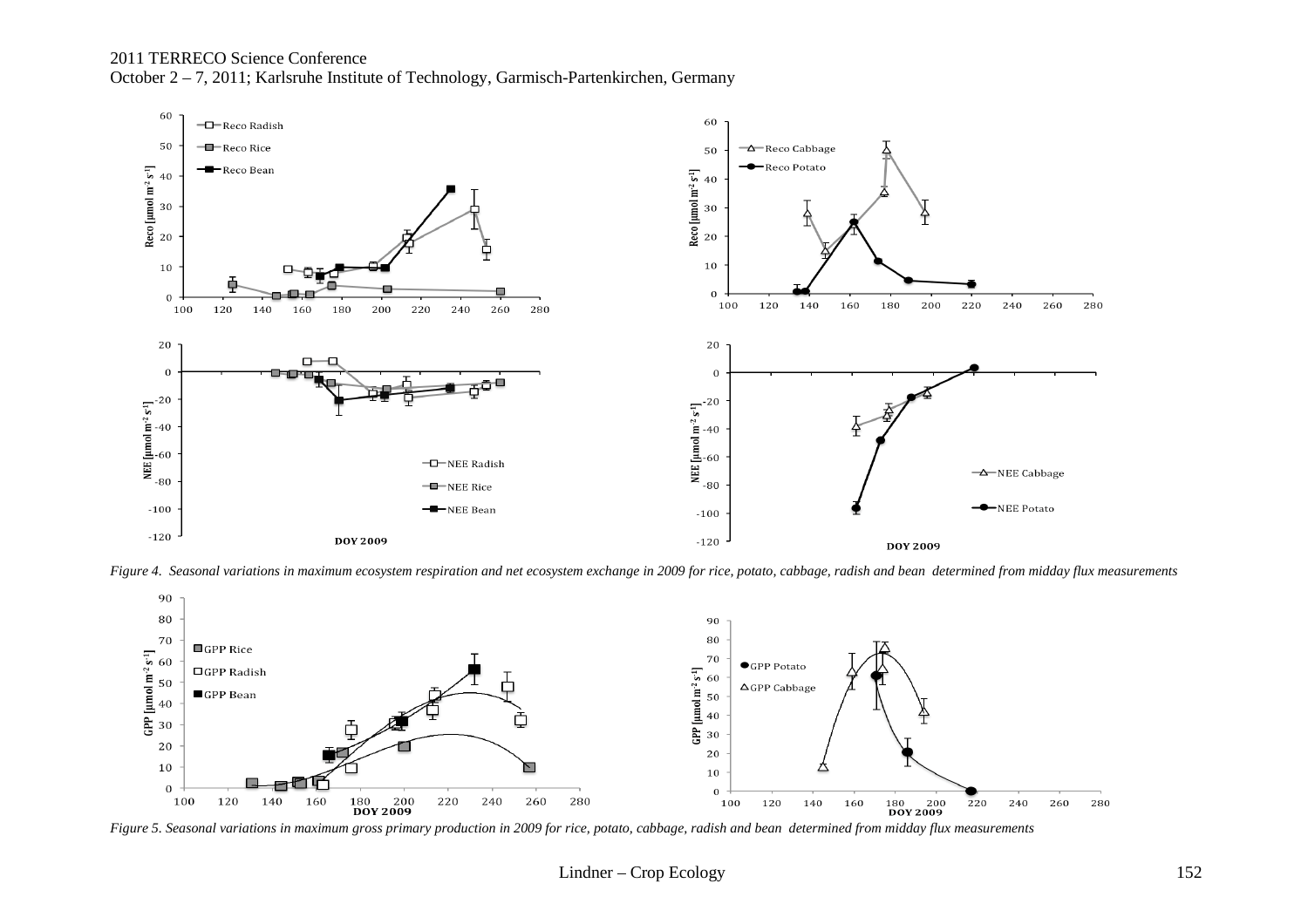Reco [µmol m-2 s-1]

Reco Radish
Reco Rice
Reco Bean

60
50
40
30
20
10
0
100 120 140 160 180 200 220 240 260 280

Reco Cabbage
Reco Potato

NEE [µmol m-2 s-1]

NEE Radish
NEE Rice
NEE Bean

20
0
-20
-40
-60
-80
-100
-120

DOY 2009

NEE Cabbage
NEE Potato

DOY 2009

*Figure 4. Seasonal variations in maximum ecosystem respiration and net ecosystem exchange in 2009 for rice, potato, cabbage, radish and bean determined from midday flux measurements*

GPP [µmol m-2 s-1]

GPP Rice
GPP Radish
GPP Bean

90
80
70
60
50
40
30
20
10
0
100 120 140 160 180 200 220 240 260 280

DOY 2009

GPP Potato
GPP Cabbage

DOY 2009

*Figure 5. Seasonal variations in maximum gross primary production in 2009 for rice, potato, cabbage, radish and bean determined from midday flux measurements*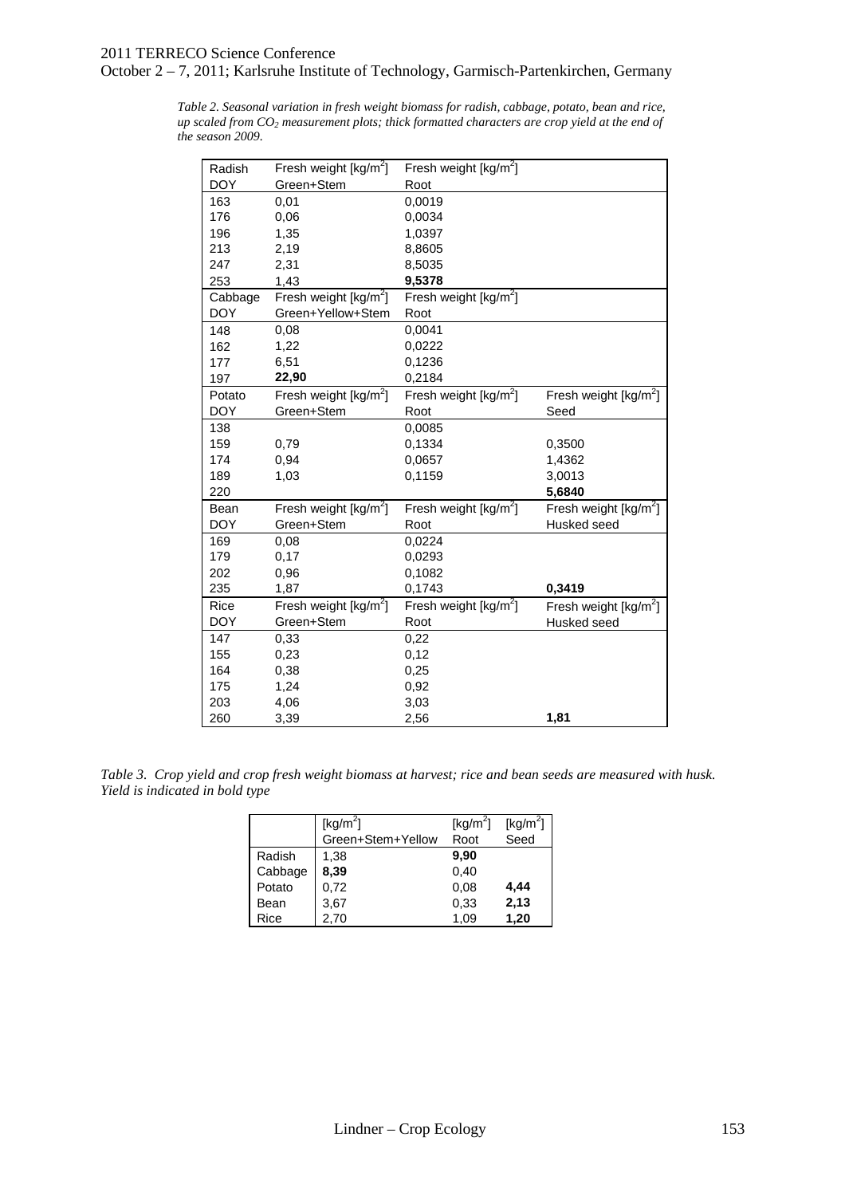*Table 2. Seasonal variation in fresh weight biomass for radish, cabbage, potato, bean and rice, up scaled from $CO_2$ measurement plots; thick formatted characters are crop yield at the end of the season 2009.*

| Radish | Fresh weight [kg/m$^2$] | Fresh weight [kg/m$^2$] | |
|---|---|---|---|
| DOY | Green+Stem | Root | |
| 163 | 0,01 | 0,0019 | |
| 176 | 0,06 | 0,0034 | |
| 196 | 1,35 | 1,0397 | |
| 213 | 2,19 | 8,8605 | |
| 247 | 2,31 | 8,5035 | |
| 253 | 1,43 | **9,5378** | |
| Cabbage | Fresh weight [kg/m$^2$] | Fresh weight [kg/m$^2$] | |
| DOY | Green+Yellow+Stem | Root | |
| 148 | 0,08 | 0,0041 | |
| 162 | 1,22 | 0,0222 | |
| 177 | 6,51 | 0,1236 | |
| 197 | **22,90** | 0,2184 | |
| Potato | Fresh weight [kg/m$^2$] | Fresh weight [kg/m$^2$] | Fresh weight [kg/m$^2$] |
| DOY | Green+Stem | Root | Seed |
| 138 | | 0,0085 | |
| 159 | 0,79 | 0,1334 | 0,3500 |
| 174 | 0,94 | 0,0657 | 1,4362 |
| 189 | 1,03 | 0,1159 | 3,0013 |
| 220 | | | **5,6840** |
| Bean | Fresh weight [kg/m$^2$] | Fresh weight [kg/m$^2$] | Fresh weight [kg/m$^2$] |
| DOY | Green+Stem | Root | Husked seed |
| 169 | 0,08 | 0,0224 | |
| 179 | 0,17 | 0,0293 | |
| 202 | 0,96 | 0,1082 | |
| 235 | 1,87 | 0,1743 | **0,3419** |
| Rice | Fresh weight [kg/m$^2$] | Fresh weight [kg/m$^2$] | Fresh weight [kg/m$^2$] |
| DOY | Green+Stem | Root | Husked seed |
| 147 | 0,33 | 0,22 | |
| 155 | 0,23 | 0,12 | |
| 164 | 0,38 | 0,25 | |
| 175 | 1,24 | 0,92 | |
| 203 | 4,06 | 3,03 | |
| 260 | 3,39 | 2,56 | **1,81** |

*Table 3. Crop yield and crop fresh weight biomass at harvest; rice and bean seeds are measured with husk. Yield is indicated in bold type*

| | [kg/m$^2$] | [kg/m$^2$] | [kg/m$^2$] |
|---|---|---|---|
| | Green+Stem+Yellow | Root | Seed |
| Radish | 1,38 | **9,90** | |
| Cabbage | **8,39** | 0,40 | |
| Potato | 0,72 | 0,08 | **4,44** |
| Bean | 3,67 | 0,33 | **2,13** |
| Rice | 2,70 | 1,09 | **1,20** |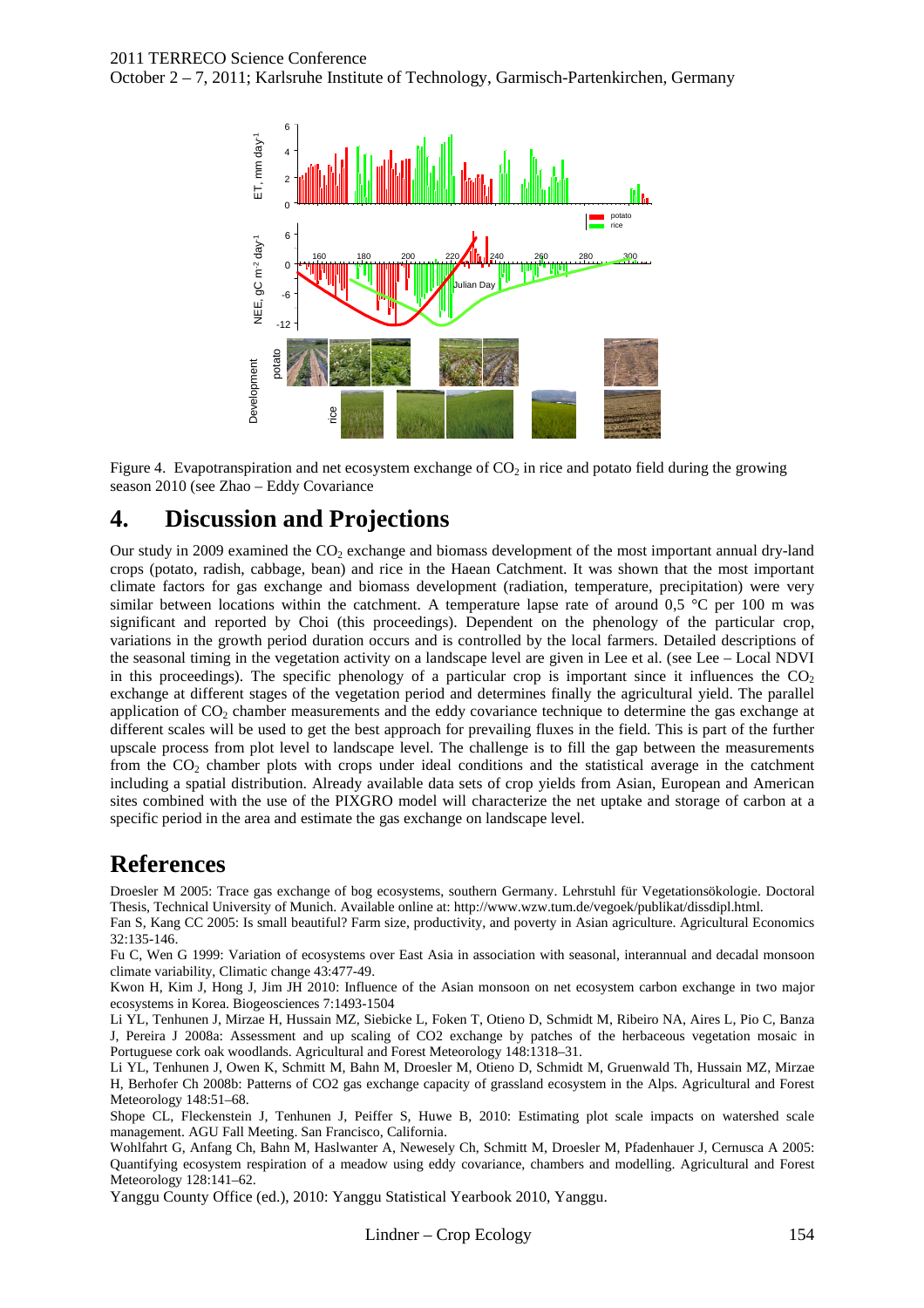6
ET, mm day-1
4
2
0
potato
rice
6
NEE, gC m-2 day-1
0
160
180
200
220
240
260
280
300
Julian Day
-6
-12
Development
potato
rice

Figure 4. Evapotranspiration and net ecosystem exchange of $CO_2$ in rice and potato field during the growing season 2010 (see Zhao – Eddy Covariance

# 4. Discussion and Projections

Our study in 2009 examined the $CO_2$ exchange and biomass development of the most important annual dry-land crops (potato, radish, cabbage, bean) and rice in the Haean Catchment. It was shown that the most important climate factors for gas exchange and biomass development (radiation, temperature, precipitation) were very similar between locations within the catchment. A temperature lapse rate of around 0,5 °C per 100 m was significant and reported by Choi (this proceedings). Dependent on the phenology of the particular crop, variations in the growth period duration occurs and is controlled by the local farmers. Detailed descriptions of the seasonal timing in the vegetation activity on a landscape level are given in Lee et al. (see Lee – Local NDVI in this proceedings). The specific phenology of a particular crop is important since it influences the $CO_2$ exchange at different stages of the vegetation period and determines finally the agricultural yield. The parallel application of $CO_2$ chamber measurements and the eddy covariance technique to determine the gas exchange at different scales will be used to get the best approach for prevailing fluxes in the field. This is part of the further upscale process from plot level to landscape level. The challenge is to fill the gap between the measurements from the $CO_2$ chamber plots with crops under ideal conditions and the statistical average in the catchment including a spatial distribution. Already available data sets of crop yields from Asian, European and American sites combined with the use of the PIXGRO model will characterize the net uptake and storage of carbon at a specific period in the area and estimate the gas exchange on landscape level.

# References

Droesler M 2005: Trace gas exchange of bog ecosystems, southern Germany. Lehrstuhl für Vegetationsökologie. Doctoral Thesis, Technical University of Munich. Available online at: http://www.wzw.tum.de/vegoek/publikat/dissdipl.html.

Fan S, Kang CC 2005: Is small beautiful? Farm size, productivity, and poverty in Asian agriculture. Agricultural Economics 32:135-146.

Fu C, Wen G 1999: Variation of ecosystems over East Asia in association with seasonal, interannual and decadal monsoon climate variability, Climatic change 43:477-49.

Kwon H, Kim J, Hong J, Jim JH 2010: Influence of the Asian monsoon on net ecosystem carbon exchange in two major ecosystems in Korea. Biogeosciences 7:1493-1504

Li YL, Tenhunen J, Mirzae H, Hussain MZ, Siebicke L, Foken T, Otieno D, Schmidt M, Ribeiro NA, Aires L, Pio C, Banza J, Pereira J 2008a: Assessment and up scaling of CO2 exchange by patches of the herbaceous vegetation mosaic in Portuguese cork oak woodlands. Agricultural and Forest Meteorology 148:1318–31.

Li YL, Tenhunen J, Owen K, Schmitt M, Bahn M, Droesler M, Otieno D, Schmidt M, Gruenwald Th, Hussain MZ, Mirzae H, Berhofer Ch 2008b: Patterns of CO2 gas exchange capacity of grassland ecosystem in the Alps. Agricultural and Forest Meteorology 148:51–68.

Shope CL, Fleckenstein J, Tenhunen J, Peiffer S, Huwe B, 2010: Estimating plot scale impacts on watershed scale management. AGU Fall Meeting. San Francisco, California.

Wohlfahrt G, Anfang Ch, Bahn M, Haslwanter A, Newesely Ch, Schmitt M, Droesler M, Pfadenhauer J, Cernusca A 2005: Quantifying ecosystem respiration of a meadow using eddy covariance, chambers and modelling. Agricultural and Forest Meteorology 128:141–62.

Yanggu County Office (ed.), 2010: Yanggu Statistical Yearbook 2010, Yanggu.